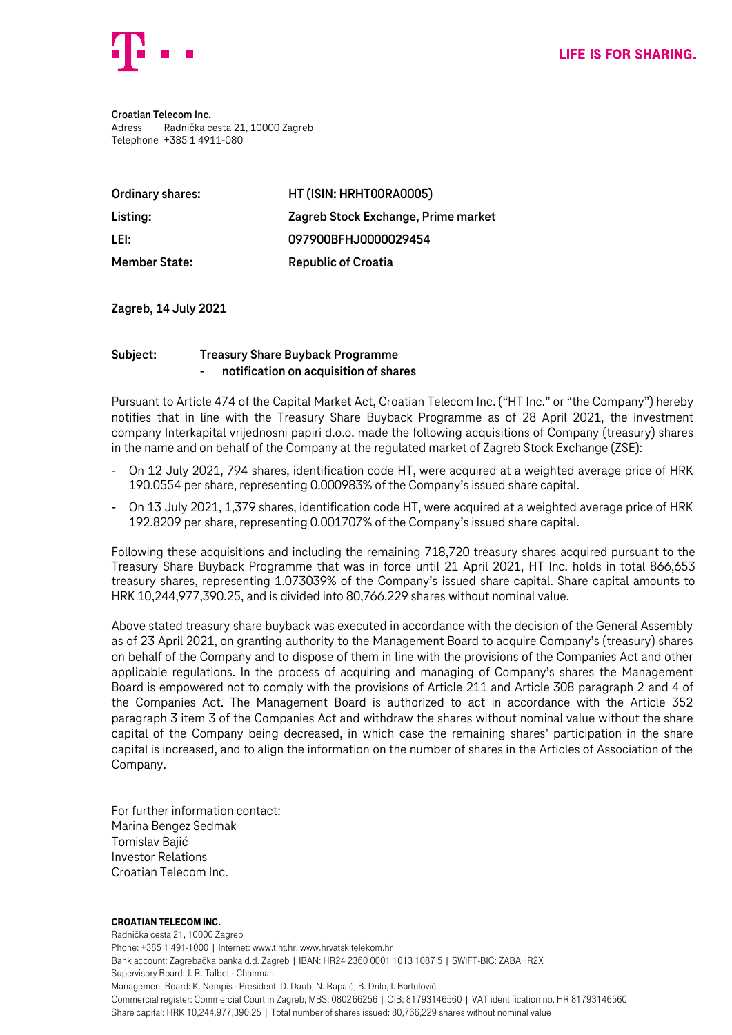LIFE IS FOR SHARING.

**Croatian Telecom Inc.**
Adress Radnička cesta 21, 10000 Zagreb
Telephone +385 1 4911-080

| | |
|---|---|
| **Ordinary shares:** | **HT (ISIN: HRHT00RA0005)** |
| **Listing:** | **Zagreb Stock Exchange, Prime market** |
| **LEI:** | **097900BFHJ0000029454** |
| **Member State:** | **Republic of Croatia** |

**Zagreb, 14 July 2021**

**Subject: Treasury Share Buyback Programme**
**- notification on acquisition of shares**

Pursuant to Article 474 of the Capital Market Act, Croatian Telecom Inc. ("HT Inc." or "the Company") hereby notifies that in line with the Treasury Share Buyback Programme as of 28 April 2021, the investment company Interkapital vrijednosni papiri d.o.o. made the following acquisitions of Company (treasury) shares in the name and on behalf of the Company at the regulated market of Zagreb Stock Exchange (ZSE):

- On 12 July 2021, 794 shares, identification code HT, were acquired at a weighted average price of HRK 190.0554 per share, representing 0.000983% of the Company's issued share capital.
- On 13 July 2021, 1,379 shares, identification code HT, were acquired at a weighted average price of HRK 192.8209 per share, representing 0.001707% of the Company's issued share capital.

Following these acquisitions and including the remaining 718,720 treasury shares acquired pursuant to the Treasury Share Buyback Programme that was in force until 21 April 2021, HT Inc. holds in total 866,653 treasury shares, representing 1.073039% of the Company's issued share capital. Share capital amounts to HRK 10,244,977,390.25, and is divided into 80,766,229 shares without nominal value.

Above stated treasury share buyback was executed in accordance with the decision of the General Assembly as of 23 April 2021, on granting authority to the Management Board to acquire Company's (treasury) shares on behalf of the Company and to dispose of them in line with the provisions of the Companies Act and other applicable regulations. In the process of acquiring and managing of Company's shares the Management Board is empowered not to comply with the provisions of Article 211 and Article 308 paragraph 2 and 4 of the Companies Act. The Management Board is authorized to act in accordance with the Article 352 paragraph 3 item 3 of the Companies Act and withdraw the shares without nominal value without the share capital of the Company being decreased, in which case the remaining shares' participation in the share capital is increased, and to align the information on the number of shares in the Articles of Association of the Company.

For further information contact:
Marina Bengez Sedmak
Tomislav Bajić
Investor Relations
Croatian Telecom Inc.

**CROATIAN TELECOM INC.**
Radnička cesta 21, 10000 Zagreb
Phone: +385 1 491-1000 | Internet: www.t.ht.hr, www.hrvatskitelekom.hr
Bank account: Zagrebačka banka d.d. Zagreb | IBAN: HR24 2360 0001 1013 1087 5 | SWIFT-BIC: ZABAHR2X
Supervisory Board: J. R. Talbot - Chairman
Management Board: K. Nempis - President, D. Daub, N. Rapaić, B. Drilo, I. Bartulović
Commercial register: Commercial Court in Zagreb, MBS: 080266256 | OIB: 81793146560 | VAT identification no. HR 81793146560
Share capital: HRK 10,244,977,390.25 | Total number of shares issued: 80,766,229 shares without nominal value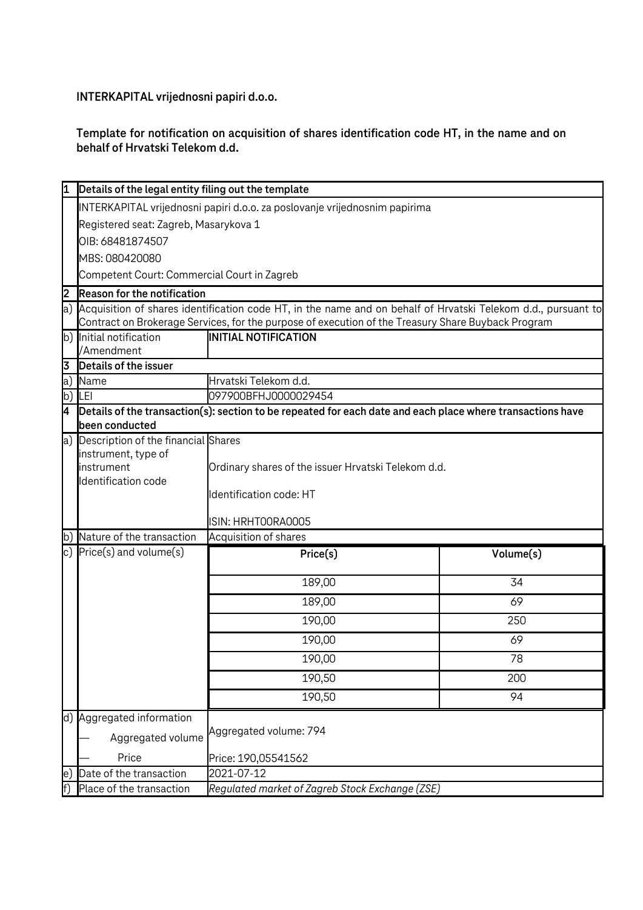**INTERKAPITAL vrijednosni papiri d.o.o.**

**Template for notification on acquisition of shares identification code HT, in the name and on behalf of Hrvatski Telekom d.d.**

| | | | |
|---|---|---|---|
| **1** | **Details of the legal entity filing out the template** | | |
| | INTERKAPITAL vrijednosni papiri d.o.o. za poslovanje vrijednosnim papirima | | |
| | Registered seat: Zagreb, Masarykova 1 | | |
| | OIB: 68481874507 | | |
| | MBS: 080420080 | | |
| | Competent Court: Commercial Court in Zagreb | | |
| **2** | **Reason for the notification** | | |
| a) | Acquisition of shares identification code HT, in the name and on behalf of Hrvatski Telekom d.d., pursuant to Contract on Brokerage Services, for the purpose of execution of the Treasury Share Buyback Program | | |
| b) | Initial notification /Amendment | **INITIAL NOTIFICATION** | |
| **3** | **Details of the issuer** | | |
| a) | Name | Hrvatski Telekom d.d. | |
| b) | LEI | 097900BFHJ0000029454 | |
| **4** | **Details of the transaction(s): section to be repeated for each date and each place where transactions have been conducted** | | |
| a) | Description of the financial instrument, type of instrument Identification code | Shares<br>Ordinary shares of the issuer Hrvatski Telekom d.d.<br>Identification code: HT<br>ISIN: HRHT00RA0005 | |
| b) | Nature of the transaction | Acquisition of shares | |
| c) | Price(s) and volume(s) | **Price(s)** | **Volume(s)** |
| | | 189,00 | 34 |
| | | 189,00 | 69 |
| | | 190,00 | 250 |
| | | 190,00 | 69 |
| | | 190,00 | 78 |
| | | 190,50 | 200 |
| | | 190,50 | 94 |
| d) | Aggregated information<br>— Aggregated volume<br>— Price | Aggregated volume: 794<br>Price: 190,05541562 | |
| e) | Date of the transaction | 2021-07-12 | |
| f) | Place of the transaction | *Regulated market of Zagreb Stock Exchange (ZSE)* | |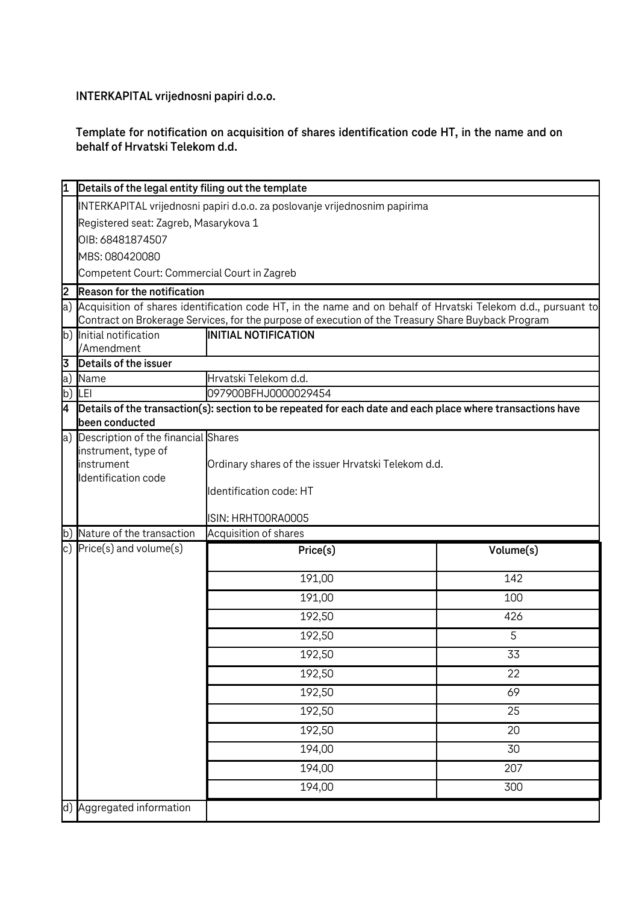**INTERKAPITAL vrijednosni papiri d.o.o.**

**Template for notification on acquisition of shares identification code HT, in the name and on behalf of Hrvatski Telekom d.d.**

| | | | |
|---|---|---|---|
| **1** | **Details of the legal entity filing out the template** | | |
| | INTERKAPITAL vrijednosni papiri d.o.o. za poslovanje vrijednosnim papirima<br>Registered seat: Zagreb, Masarykova 1<br>OIB: 68481874507<br>MBS: 080420080<br>Competent Court: Commercial Court in Zagreb | | |
| **2** | **Reason for the notification** | | |
| a) | Acquisition of shares identification code HT, in the name and on behalf of Hrvatski Telekom d.d., pursuant to Contract on Brokerage Services, for the purpose of execution of the Treasury Share Buyback Program | | |
| b) | Initial notification /Amendment | **INITIAL NOTIFICATION** | |
| **3** | **Details of the issuer** | | |
| a) | Name | Hrvatski Telekom d.d. | |
| b) | LEI | 097900BFHJ0000029454 | |
| **4** | **Details of the transaction(s): section to be repeated for each date and each place where transactions have been conducted** | | |
| a) | Description of the financial instrument, type of instrument Identification code | Shares<br>Ordinary shares of the issuer Hrvatski Telekom d.d.<br>Identification code: HT<br>ISIN: HRHT00RA0005 | |
| b) | Nature of the transaction | Acquisition of shares | |
| c) | Price(s) and volume(s) | **Price(s)** | **Volume(s)** |
| | | 191,00 | 142 |
| | | 191,00 | 100 |
| | | 192,50 | 426 |
| | | 192,50 | 5 |
| | | 192,50 | 33 |
| | | 192,50 | 22 |
| | | 192,50 | 69 |
| | | 192,50 | 25 |
| | | 192,50 | 20 |
| | | 194,00 | 30 |
| | | 194,00 | 207 |
| | | 194,00 | 300 |
| d) | Aggregated information | | |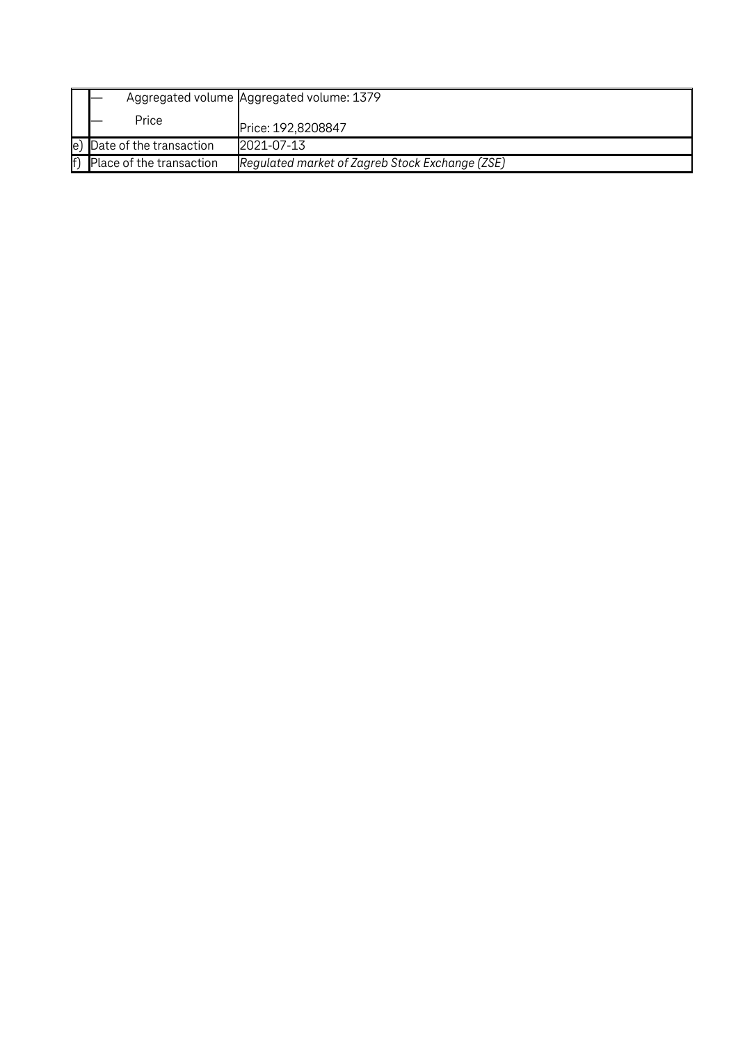| | | | |
|---|---|---|---|
| | — | Aggregated volume | Aggregated volume: 1379 |
| | — | Price | Price: 192,8208847 |
| e) | Date of the transaction | | 2021-07-13 |
| f) | Place of the transaction | | *Regulated market of Zagreb Stock Exchange (ZSE)* |